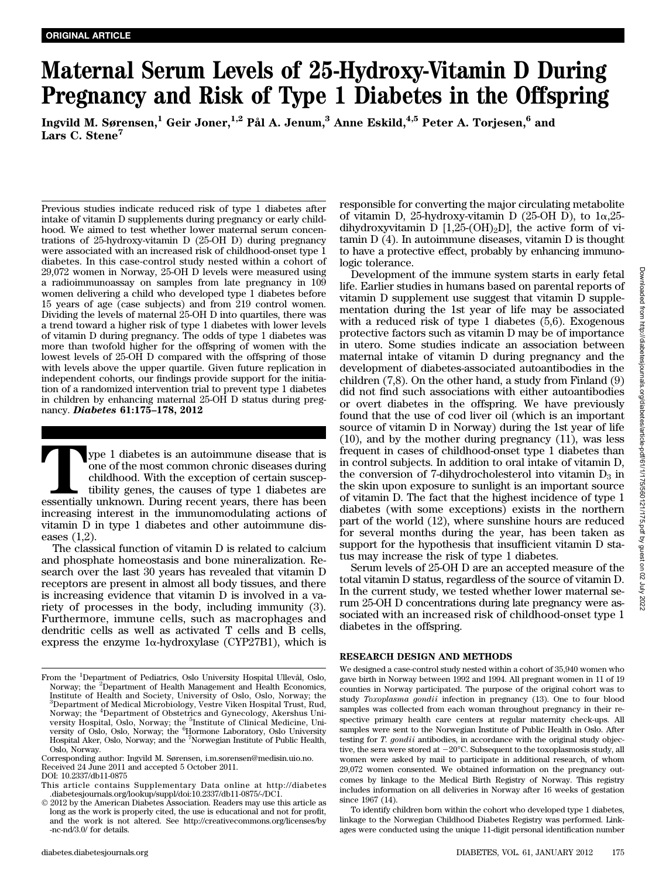ORIGINAL ARTICLE

# Maternal Serum Levels of 25-Hydroxy-Vitamin D During Pregnancy and Risk of Type 1 Diabetes in the Offspring

**Ingvild M. Sørensen,[1] Geir Joner,[1,2] Pål A. Jenum,[3] Anne Eskild,[4,5] Peter A. Torjesen,[6] and Lars C. Stene[7]**

Previous studies indicate reduced risk of type 1 diabetes after intake of vitamin D supplements during pregnancy or early childhood. We aimed to test whether lower maternal serum concentrations of 25-hydroxy-vitamin D (25-OH D) during pregnancy were associated with an increased risk of childhood-onset type 1 diabetes. In this case-control study nested within a cohort of 29,072 women in Norway, 25-OH D levels were measured using a radioimmunoassay on samples from late pregnancy in 109 women delivering a child who developed type 1 diabetes before 15 years of age (case subjects) and from 219 control women. Dividing the levels of maternal 25-OH D into quartiles, there was a trend toward a higher risk of type 1 diabetes with lower levels of vitamin D during pregnancy. The odds of type 1 diabetes was more than twofold higher for the offspring of women with the lowest levels of 25-OH D compared with the offspring of those with levels above the upper quartile. Given future replication in independent cohorts, our findings provide support for the initiation of a randomized intervention trial to prevent type 1 diabetes in children by enhancing maternal 25-OH D status during pregnancy. ***Diabetes* 61:175–178, 2012**

Type 1 diabetes is an autoimmune disease that is one of the most common chronic diseases during childhood. With the exception of certain susceptibility genes, the causes of type 1 diabetes are essentially unknown. During recent years, there has been increasing interest in the immunomodulating actions of vitamin D in type 1 diabetes and other autoimmune diseases (1,2).

The classical function of vitamin D is related to calcium and phosphate homeostasis and bone mineralization. Research over the last 30 years has revealed that vitamin D receptors are present in almost all body tissues, and there is increasing evidence that vitamin D is involved in a variety of processes in the body, including immunity (3). Furthermore, immune cells, such as macrophages and dendritic cells as well as activated T cells and B cells, express the enzyme 1α-hydroxylase (CYP27B1), which is responsible for converting the major circulating metabolite of vitamin D, 25-hydroxy-vitamin D (25-OH D), to 1α,25-dihydroxyvitamin D [1,25-$(OH)_2$D], the active form of vitamin D (4). In autoimmune diseases, vitamin D is thought to have a protective effect, probably by enhancing immunologic tolerance.

Development of the immune system starts in early fetal life. Earlier studies in humans based on parental reports of vitamin D supplement use suggest that vitamin D supplementation during the 1st year of life may be associated with a reduced risk of type 1 diabetes (5,6). Exogenous protective factors such as vitamin D may be of importance in utero. Some studies indicate an association between maternal intake of vitamin D during pregnancy and the development of diabetes-associated autoantibodies in the children (7,8). On the other hand, a study from Finland (9) did not find such associations with either autoantibodies or overt diabetes in the offspring. We have previously found that the use of cod liver oil (which is an important source of vitamin D in Norway) during the 1st year of life (10), and by the mother during pregnancy (11), was less frequent in cases of childhood-onset type 1 diabetes than in control subjects. In addition to oral intake of vitamin D, the conversion of 7-dihydrocholesterol into vitamin $D_3$ in the skin upon exposure to sunlight is an important source of vitamin D. The fact that the highest incidence of type 1 diabetes (with some exceptions) exists in the northern part of the world (12), where sunshine hours are reduced for several months during the year, has been taken as support for the hypothesis that insufficient vitamin D status may increase the risk of type 1 diabetes.

Serum levels of 25-OH D are an accepted measure of the total vitamin D status, regardless of the source of vitamin D. In the current study, we tested whether lower maternal serum 25-OH D concentrations during late pregnancy were associated with an increased risk of childhood-onset type 1 diabetes in the offspring.

## RESEARCH DESIGN AND METHODS

We designed a case-control study nested within a cohort of 35,940 women who gave birth in Norway between 1992 and 1994. All pregnant women in 11 of 19 counties in Norway participated. The purpose of the original cohort was to study *Toxoplasma gondii* infection in pregnancy (13). One to four blood samples was collected from each woman throughout pregnancy in their respective primary health care centers at regular maternity check-ups. All samples were sent to the Norwegian Institute of Public Health in Oslo. After testing for *T. gondii* antibodies, in accordance with the original study objective, the sera were stored at −20°C. Subsequent to the toxoplasmosis study, all women were asked by mail to participate in additional research, of whom 29,072 women consented. We obtained information on the pregnancy outcomes by linkage to the Medical Birth Registry of Norway. This registry includes information on all deliveries in Norway after 16 weeks of gestation since 1967 (14).

To identify children born within the cohort who developed type 1 diabetes, linkage to the Norwegian Childhood Diabetes Registry was performed. Linkages were conducted using the unique 11-digit personal identification number

From the [1]Department of Pediatrics, Oslo University Hospital Ullevål, Oslo, Norway; the [2]Department of Health Management and Health Economics, Institute of Health and Society, University of Oslo, Oslo, Norway; the [3]Department of Medical Microbiology, Vestre Viken Hospital Trust, Rud, Norway; the [4]Department of Obstetrics and Gynecology, Akershus University Hospital, Oslo, Norway; the [5]Institute of Clinical Medicine, University of Oslo, Oslo, Norway; the [6]Hormone Laboratory, Oslo University Hospital Aker, Oslo, Norway; and the [7]Norwegian Institute of Public Health, Oslo, Norway.

Corresponding author: Ingvild M. Sørensen, i.m.sorensen@medisin.uio.no.

Received 24 June 2011 and accepted 5 October 2011.

DOI: 10.2337/db11-0875

This article contains Supplementary Data online at http://diabetes.diabetesjournals.org/lookup/suppl/doi:10.2337/db11-0875/-/DC1.

© 2012 by the American Diabetes Association. Readers may use this article as long as the work is properly cited, the use is educational and not for profit, and the work is not altered. See http://creativecommons.org/licenses/by-nc-nd/3.0/ for details.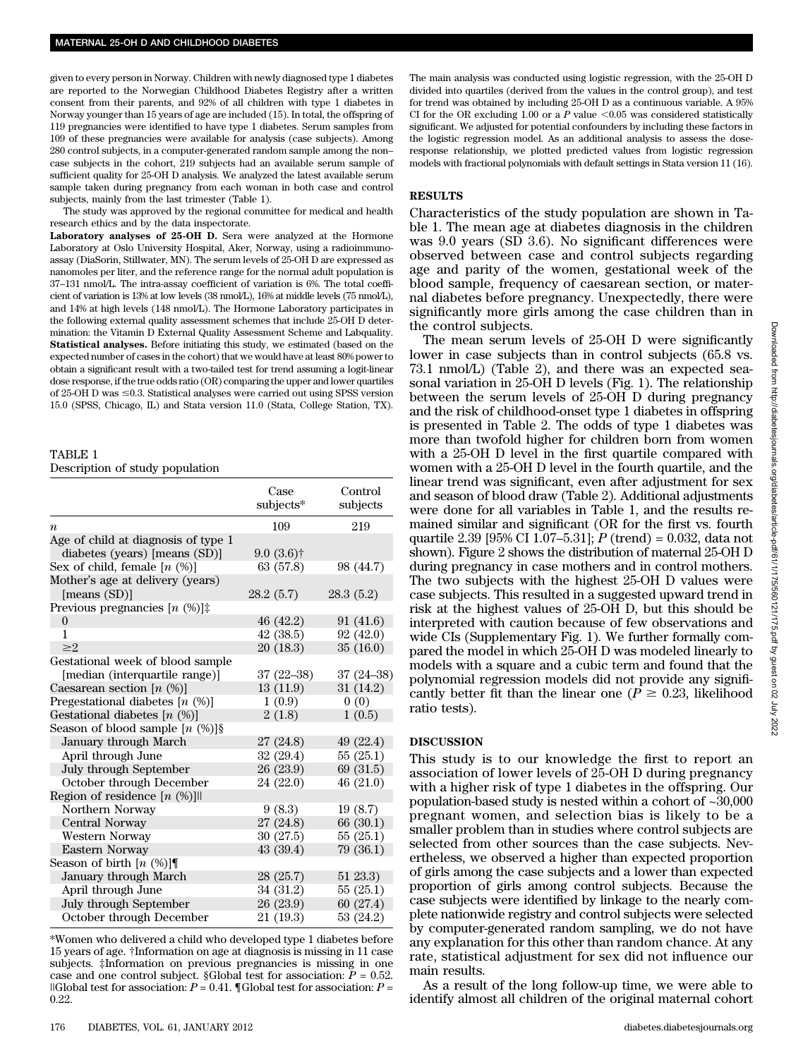given to every person in Norway. Children with newly diagnosed type 1 diabetes are reported to the Norwegian Childhood Diabetes Registry after a written consent from their parents, and 92% of all children with type 1 diabetes in Norway younger than 15 years of age are included (15). In total, the offspring of 119 pregnancies were identified to have type 1 diabetes. Serum samples from 109 of these pregnancies were available for analysis (case subjects). Among 280 control subjects, in a computer-generated random sample among the non–case subjects in the cohort, 219 subjects had an available serum sample of sufficient quality for 25-OH D analysis. We analyzed the latest available serum sample taken during pregnancy from each woman in both case and control subjects, mainly from the last trimester (Table 1).

The study was approved by the regional committee for medical and health research ethics and by the data inspectorate.

**Laboratory analyses of 25-OH D.** Sera were analyzed at the Hormone Laboratory at Oslo University Hospital, Aker, Norway, using a radioimmunoassay (DiaSorin, Stillwater, MN). The serum levels of 25-OH D are expressed as nanomoles per liter, and the reference range for the normal adult population is 37–131 nmol/L. The intra-assay coefficient of variation is 6%. The total coefficient of variation is 13% at low levels (38 nmol/L), 16% at middle levels (75 nmol/L), and 14% at high levels (148 nmol/L). The Hormone Laboratory participates in the following external quality assessment schemes that include 25-OH D determination: the Vitamin D External Quality Assessment Scheme and Labquality.

**Statistical analyses.** Before initiating this study, we estimated (based on the expected number of cases in the cohort) that we would have at least 80% power to obtain a significant result with a two-tailed test for trend assuming a logit-linear dose response, if the true odds ratio (OR) comparing the upper and lower quartiles of 25-OH D was ≤0.3. Statistical analyses were carried out using SPSS version 15.0 (SPSS, Chicago, IL) and Stata version 11.0 (Stata, College Station, TX).

TABLE 1
Description of study population

| | Case subjects* | Control subjects |
|---|---|---|
| $n$ | 109 | 219 |
| Age of child at diagnosis of type 1 diabetes (years) [means (SD)] | 9.0 (3.6)† | |
| Sex of child, female [$n$ (%)] | 63 (57.8) | 98 (44.7) |
| Mother's age at delivery (years) [means (SD)] | 28.2 (5.7) | 28.3 (5.2) |
| Previous pregnancies [$n$ (%)]‡ | | |
| 0 | 46 (42.2) | 91 (41.6) |
| 1 | 42 (38.5) | 92 (42.0) |
| ≥2 | 20 (18.3) | 35 (16.0) |
| Gestational week of blood sample [median (interquartile range)] | 37 (22–38) | 37 (24–38) |
| Caesarean section [$n$ (%)] | 13 (11.9) | 31 (14.2) |
| Pregestational diabetes [$n$ (%)] | 1 (0.9) | 0 (0) |
| Gestational diabetes [$n$ (%)] | 2 (1.8) | 1 (0.5) |
| Season of blood sample [$n$ (%)]§ | | |
| January through March | 27 (24.8) | 49 (22.4) |
| April through June | 32 (29.4) | 55 (25.1) |
| July through September | 26 (23.9) | 69 (31.5) |
| October through December | 24 (22.0) | 46 (21.0) |
| Region of residence [$n$ (%)]‖ | | |
| Northern Norway | 9 (8.3) | 19 (8.7) |
| Central Norway | 27 (24.8) | 66 (30.1) |
| Western Norway | 30 (27.5) | 55 (25.1) |
| Eastern Norway | 43 (39.4) | 79 (36.1) |
| Season of birth [$n$ (%)]¶ | | |
| January through March | 28 (25.7) | 51 23.3) |
| April through June | 34 (31.2) | 55 (25.1) |
| July through September | 26 (23.9) | 60 (27.4) |
| October through December | 21 (19.3) | 53 (24.2) |

*Women who delivered a child who developed type 1 diabetes before 15 years of age. †Information on age at diagnosis is missing in 11 case subjects. ‡Information on previous pregnancies is missing in one case and one control subject. §Global test for association: $P = 0.52$. ‖Global test for association: $P = 0.41$. ¶Global test for association: $P = 0.22$.

The main analysis was conducted using logistic regression, with the 25-OH D divided into quartiles (derived from the values in the control group), and test for trend was obtained by including 25-OH D as a continuous variable. A 95% CI for the OR excluding 1.00 or a $P$ value <0.05 was considered statistically significant. We adjusted for potential confounders by including these factors in the logistic regression model. As an additional analysis to assess the dose-response relationship, we plotted predicted values from logistic regression models with fractional polynomials with default settings in Stata version 11 (16).

## RESULTS

Characteristics of the study population are shown in Table 1. The mean age at diabetes diagnosis in the children was 9.0 years (SD 3.6). No significant differences were observed between case and control subjects regarding age and parity of the women, gestational week of the blood sample, frequency of caesarean section, or maternal diabetes before pregnancy. Unexpectedly, there were significantly more girls among the case children than in the control subjects.

The mean serum levels of 25-OH D were significantly lower in case subjects than in control subjects (65.8 vs. 73.1 nmol/L) (Table 2), and there was an expected seasonal variation in 25-OH D levels (Fig. 1). The relationship between the serum levels of 25-OH D during pregnancy and the risk of childhood-onset type 1 diabetes in offspring is presented in Table 2. The odds of type 1 diabetes was more than twofold higher for children born from women with a 25-OH D level in the first quartile compared with women with a 25-OH D level in the fourth quartile, and the linear trend was significant, even after adjustment for sex and season of blood draw (Table 2). Additional adjustments were done for all variables in Table 1, and the results remained similar and significant (OR for the first vs. fourth quartile 2.39 [95% CI 1.07–5.31]; $P$ (trend) = 0.032, data not shown). Figure 2 shows the distribution of maternal 25-OH D during pregnancy in case mothers and in control mothers. The two subjects with the highest 25-OH D values were case subjects. This resulted in a suggested upward trend in risk at the highest values of 25-OH D, but this should be interpreted with caution because of few observations and wide CIs (Supplementary Fig. 1). We further formally compared the model in which 25-OH D was modeled linearly to models with a square and a cubic term and found that the polynomial regression models did not provide any significantly better fit than the linear one ($P \geq 0.23$, likelihood ratio tests).

## DISCUSSION

This study is to our knowledge the first to report an association of lower levels of 25-OH D during pregnancy with a higher risk of type 1 diabetes in the offspring. Our population-based study is nested within a cohort of ~30,000 pregnant women, and selection bias is likely to be a smaller problem than in studies where control subjects are selected from other sources than the case subjects. Nevertheless, we observed a higher than expected proportion of girls among the case subjects and a lower than expected proportion of girls among control subjects. Because the case subjects were identified by linkage to the nearly complete nationwide registry and control subjects were selected by computer-generated random sampling, we do not have any explanation for this other than random chance. At any rate, statistical adjustment for sex did not influence our main results.

As a result of the long follow-up time, we were able to identify almost all children of the original maternal cohort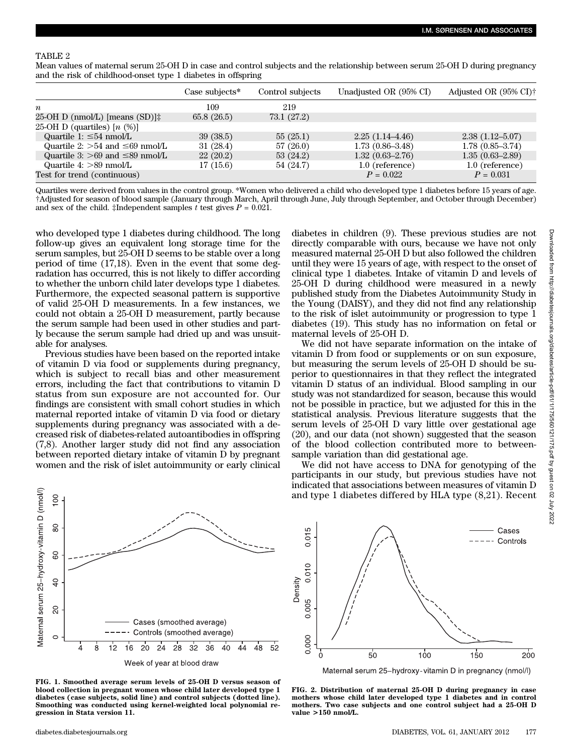TABLE 2

Mean values of maternal serum 25-OH D in case and control subjects and the relationship between serum 25-OH D during pregnancy and the risk of childhood-onset type 1 diabetes in offspring

| | Case subjects* | Control subjects | Unadjusted OR (95% CI) | Adjusted OR (95% CI)† |
|---|---|---|---|---|
| $n$ | 109 | 219 | | |
| 25-OH D (nmol/L) [means (SD)]‡ | 65.8 (26.5) | 73.1 (27.2) | | |
| 25-OH D (quartiles) [$n$ (%)] | | | | |
| Quartile 1: ≤54 nmol/L | 39 (38.5) | 55 (25.1) | 2.25 (1.14–4.46) | 2.38 (1.12–5.07) |
| Quartile 2: >54 and ≤69 nmol/L | 31 (28.4) | 57 (26.0) | 1.73 (0.86–3.48) | 1.78 (0.85–3.74) |
| Quartile 3: >69 and ≤89 nmol/L | 22 (20.2) | 53 (24.2) | 1.32 (0.63–2.76) | 1.35 (0.63–2.89) |
| Quartile 4: >89 nmol/L | 17 (15.6) | 54 (24.7) | 1.0 (reference) | 1.0 (reference) |
| Test for trend (continuous) | | | $P = 0.022$ | $P = 0.031$ |

Quartiles were derived from values in the control group. *Women who delivered a child who developed type 1 diabetes before 15 years of age. †Adjusted for season of blood sample (January through March, April through June, July through September, and October through December) and sex of the child. ‡Independent samples $t$ test gives $P = 0.021$.

who developed type 1 diabetes during childhood. The long follow-up gives an equivalent long storage time for the serum samples, but 25-OH D seems to be stable over a long period of time (17,18). Even in the event that some degradation has occurred, this is not likely to differ according to whether the unborn child later develops type 1 diabetes. Furthermore, the expected seasonal pattern is supportive of valid 25-OH D measurements. In a few instances, we could not obtain a 25-OH D measurement, partly because the serum sample had been used in other studies and partly because the serum sample had dried up and was unsuitable for analyses.

Previous studies have been based on the reported intake of vitamin D via food or supplements during pregnancy, which is subject to recall bias and other measurement errors, including the fact that contributions to vitamin D status from sun exposure are not accounted for. Our findings are consistent with small cohort studies in which maternal reported intake of vitamin D via food or dietary supplements during pregnancy was associated with a decreased risk of diabetes-related autoantibodies in offspring (7,8). Another larger study did not find any association between reported dietary intake of vitamin D by pregnant women and the risk of islet autoimmunity or early clinical diabetes in children (9). These previous studies are not directly comparable with ours, because we have not only measured maternal 25-OH D but also followed the children until they were 15 years of age, with respect to the onset of clinical type 1 diabetes. Intake of vitamin D and levels of 25-OH D during childhood were measured in a newly published study from the Diabetes Autoimmunity Study in the Young (DAISY), and they did not find any relationship to the risk of islet autoimmunity or progression to type 1 diabetes (19). This study has no information on fetal or maternal levels of 25-OH D.

We did not have separate information on the intake of vitamin D from food or supplements or on sun exposure, but measuring the serum levels of 25-OH D should be superior to questionnaires in that they reflect the integrated vitamin D status of an individual. Blood sampling in our study was not standardized for season, because this would not be possible in practice, but we adjusted for this in the statistical analysis. Previous literature suggests that the serum levels of 25-OH D vary little over gestational age (20), and our data (not shown) suggested that the season of the blood collection contributed more to between-sample variation than did gestational age.

We did not have access to DNA for genotyping of the participants in our study, but previous studies have not indicated that associations between measures of vitamin D and type 1 diabetes differed by HLA type (8,21). Recent

**FIG. 1. Smoothed average serum levels of 25-OH D versus season of blood collection in pregnant women whose child later developed type 1 diabetes (case subjects, solid line) and control subjects (dotted line). Smoothing was conducted using kernel-weighted local polynomial regression in Stata version 11.**

**FIG. 2. Distribution of maternal 25-OH D during pregnancy in case mothers whose child later developed type 1 diabetes and in control mothers. Two case subjects and one control subject had a 25-OH D value >150 nmol/L.**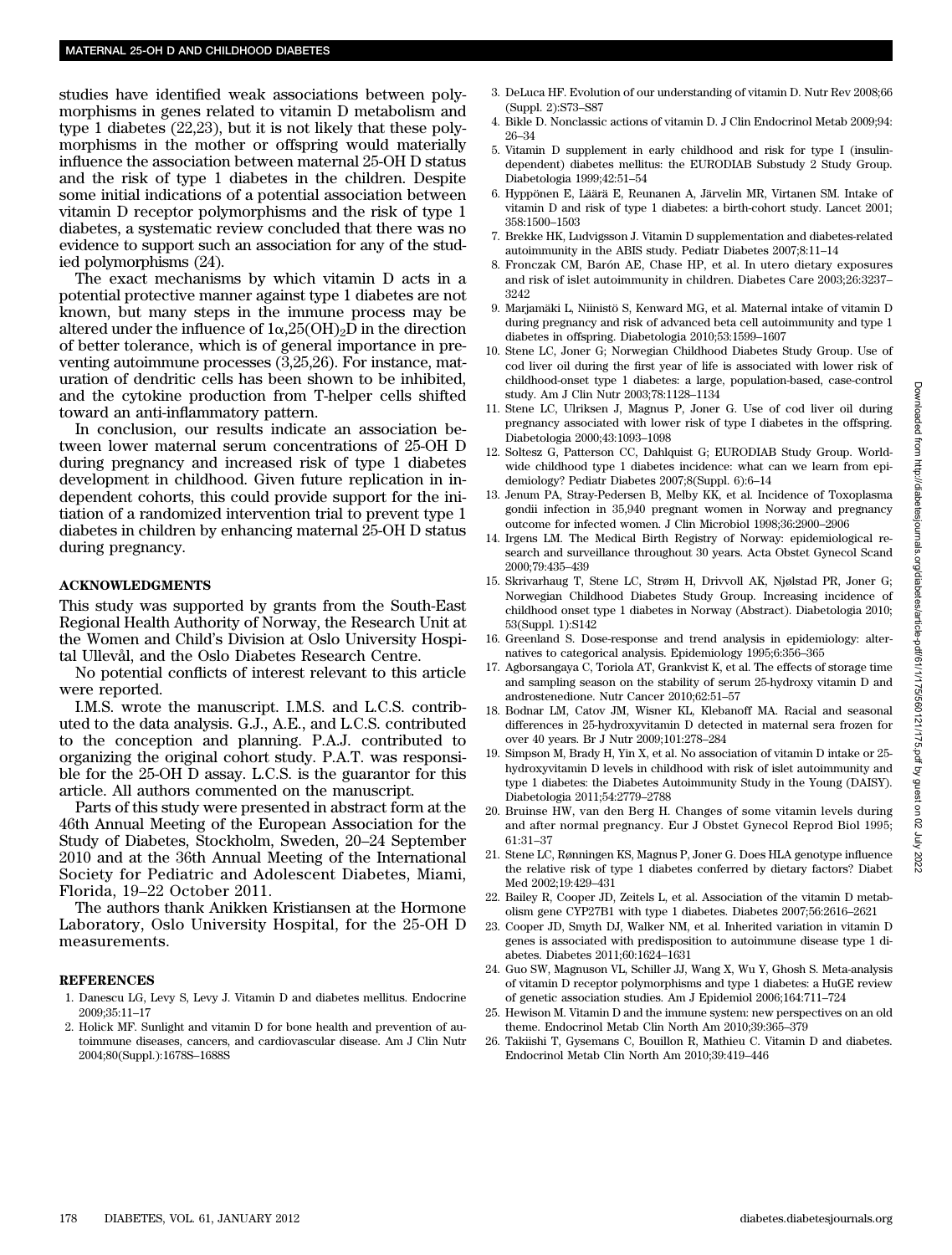studies have identified weak associations between polymorphisms in genes related to vitamin D metabolism and type 1 diabetes (22,23), but it is not likely that these polymorphisms in the mother or offspring would materially influence the association between maternal 25-OH D status and the risk of type 1 diabetes in the children. Despite some initial indications of a potential association between vitamin D receptor polymorphisms and the risk of type 1 diabetes, a systematic review concluded that there was no evidence to support such an association for any of the studied polymorphisms (24).

The exact mechanisms by which vitamin D acts in a potential protective manner against type 1 diabetes are not known, but many steps in the immune process may be altered under the influence of $1\alpha,25(OH)_2D$ in the direction of better tolerance, which is of general importance in preventing autoimmune processes (3,25,26). For instance, maturation of dendritic cells has been shown to be inhibited, and the cytokine production from T-helper cells shifted toward an anti-inflammatory pattern.

In conclusion, our results indicate an association between lower maternal serum concentrations of 25-OH D during pregnancy and increased risk of type 1 diabetes development in childhood. Given future replication in independent cohorts, this could provide support for the initiation of a randomized intervention trial to prevent type 1 diabetes in children by enhancing maternal 25-OH D status during pregnancy.

## ACKNOWLEDGMENTS

This study was supported by grants from the South-East Regional Health Authority of Norway, the Research Unit at the Women and Child's Division at Oslo University Hospital Ullevål, and the Oslo Diabetes Research Centre.

No potential conflicts of interest relevant to this article were reported.

I.M.S. wrote the manuscript. I.M.S. and L.C.S. contributed to the data analysis. G.J., A.E., and L.C.S. contributed to the conception and planning. P.A.J. contributed to organizing the original cohort study. P.A.T. was responsible for the 25-OH D assay. L.C.S. is the guarantor for this article. All authors commented on the manuscript.

Parts of this study were presented in abstract form at the 46th Annual Meeting of the European Association for the Study of Diabetes, Stockholm, Sweden, 20–24 September 2010 and at the 36th Annual Meeting of the International Society for Pediatric and Adolescent Diabetes, Miami, Florida, 19–22 October 2011.

The authors thank Anikken Kristiansen at the Hormone Laboratory, Oslo University Hospital, for the 25-OH D measurements.

## REFERENCES

1. Danescu LG, Levy S, Levy J. Vitamin D and diabetes mellitus. Endocrine 2009;35:11–17
2. Holick MF. Sunlight and vitamin D for bone health and prevention of autoimmune diseases, cancers, and cardiovascular disease. Am J Clin Nutr 2004;80(Suppl.):1678S–1688S
3. DeLuca HF. Evolution of our understanding of vitamin D. Nutr Rev 2008;66 (Suppl. 2):S73–S87
4. Bikle D. Nonclassic actions of vitamin D. J Clin Endocrinol Metab 2009;94: 26–34
5. Vitamin D supplement in early childhood and risk for type I (insulin-dependent) diabetes mellitus: the EURODIAB Substudy 2 Study Group. Diabetologia 1999;42:51–54
6. Hyppönen E, Läärä E, Reunanen A, Järvelin MR, Virtanen SM. Intake of vitamin D and risk of type 1 diabetes: a birth-cohort study. Lancet 2001; 358:1500–1503
7. Brekke HK, Ludvigsson J. Vitamin D supplementation and diabetes-related autoimmunity in the ABIS study. Pediatr Diabetes 2007;8:11–14
8. Fronczak CM, Barón AE, Chase HP, et al. In utero dietary exposures and risk of islet autoimmunity in children. Diabetes Care 2003;26:3237–3242
9. Marjamäki L, Niinistö S, Kenward MG, et al. Maternal intake of vitamin D during pregnancy and risk of advanced beta cell autoimmunity and type 1 diabetes in offspring. Diabetologia 2010;53:1599–1607
10. Stene LC, Joner G; Norwegian Childhood Diabetes Study Group. Use of cod liver oil during the first year of life is associated with lower risk of childhood-onset type 1 diabetes: a large, population-based, case-control study. Am J Clin Nutr 2003;78:1128–1134
11. Stene LC, Ulriksen J, Magnus P, Joner G. Use of cod liver oil during pregnancy associated with lower risk of type I diabetes in the offspring. Diabetologia 2000;43:1093–1098
12. Soltesz G, Patterson CC, Dahlquist G; EURODIAB Study Group. Worldwide childhood type 1 diabetes incidence: what can we learn from epidemiology? Pediatr Diabetes 2007;8(Suppl. 6):6–14
13. Jenum PA, Stray-Pedersen B, Melby KK, et al. Incidence of Toxoplasma gondii infection in 35,940 pregnant women in Norway and pregnancy outcome for infected women. J Clin Microbiol 1998;36:2900–2906
14. Irgens LM. The Medical Birth Registry of Norway: epidemiological research and surveillance throughout 30 years. Acta Obstet Gynecol Scand 2000;79:435–439
15. Skrivarhaug T, Stene LC, Strøm H, Drivvoll AK, Njølstad PR, Joner G; Norwegian Childhood Diabetes Study Group. Increasing incidence of childhood onset type 1 diabetes in Norway (Abstract). Diabetologia 2010; 53(Suppl. 1):S142
16. Greenland S. Dose-response and trend analysis in epidemiology: alternatives to categorical analysis. Epidemiology 1995;6:356–365
17. Agborsangaya C, Toriola AT, Grankvist K, et al. The effects of storage time and sampling season on the stability of serum 25-hydroxy vitamin D and androstenedione. Nutr Cancer 2010;62:51–57
18. Bodnar LM, Catov JM, Wisner KL, Klebanoff MA. Racial and seasonal differences in 25-hydroxyvitamin D detected in maternal sera frozen for over 40 years. Br J Nutr 2009;101:278–284
19. Simpson M, Brady H, Yin X, et al. No association of vitamin D intake or 25-hydroxyvitamin D levels in childhood with risk of islet autoimmunity and type 1 diabetes: the Diabetes Autoimmunity Study in the Young (DAISY). Diabetologia 2011;54:2779–2788
20. Bruinse HW, van den Berg H. Changes of some vitamin levels during and after normal pregnancy. Eur J Obstet Gynecol Reprod Biol 1995; 61:31–37
21. Stene LC, Rønningen KS, Magnus P, Joner G. Does HLA genotype influence the relative risk of type 1 diabetes conferred by dietary factors? Diabet Med 2002;19:429–431
22. Bailey R, Cooper JD, Zeitels L, et al. Association of the vitamin D metabolism gene CYP27B1 with type 1 diabetes. Diabetes 2007;56:2616–2621
23. Cooper JD, Smyth DJ, Walker NM, et al. Inherited variation in vitamin D genes is associated with predisposition to autoimmune disease type 1 diabetes. Diabetes 2011;60:1624–1631
24. Guo SW, Magnuson VL, Schiller JJ, Wang X, Wu Y, Ghosh S. Meta-analysis of vitamin D receptor polymorphisms and type 1 diabetes: a HuGE review of genetic association studies. Am J Epidemiol 2006;164:711–724
25. Hewison M. Vitamin D and the immune system: new perspectives on an old theme. Endocrinol Metab Clin North Am 2010;39:365–379
26. Takiishi T, Gysemans C, Bouillon R, Mathieu C. Vitamin D and diabetes. Endocrinol Metab Clin North Am 2010;39:419–446